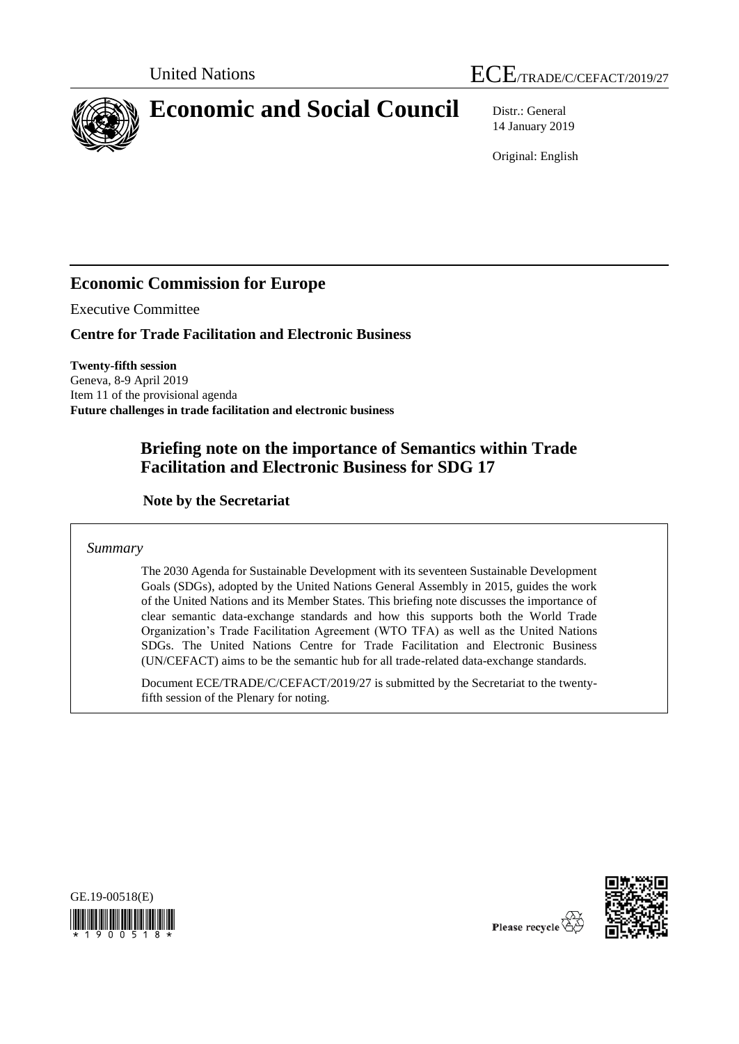United Nations

ECE/TRADE/C/CEFACT/2019/27

# Economic and Social Council

Distr.: General
14 January 2019

Original: English

## Economic Commission for Europe

Executive Committee

### Centre for Trade Facilitation and Electronic Business

**Twenty-fifth session**
Geneva, 8-9 April 2019
Item 11 of the provisional agenda
**Future challenges in trade facilitation and electronic business**

## Briefing note on the importance of Semantics within Trade Facilitation and Electronic Business for SDG 17

### Note by the Secretariat

*Summary*

The 2030 Agenda for Sustainable Development with its seventeen Sustainable Development Goals (SDGs), adopted by the United Nations General Assembly in 2015, guides the work of the United Nations and its Member States. This briefing note discusses the importance of clear semantic data-exchange standards and how this supports both the World Trade Organization's Trade Facilitation Agreement (WTO TFA) as well as the United Nations SDGs. The United Nations Centre for Trade Facilitation and Electronic Business (UN/CEFACT) aims to be the semantic hub for all trade-related data-exchange standards.

Document ECE/TRADE/C/CEFACT/2019/27 is submitted by the Secretariat to the twenty-fifth session of the Plenary for noting.

GE.19-00518(E)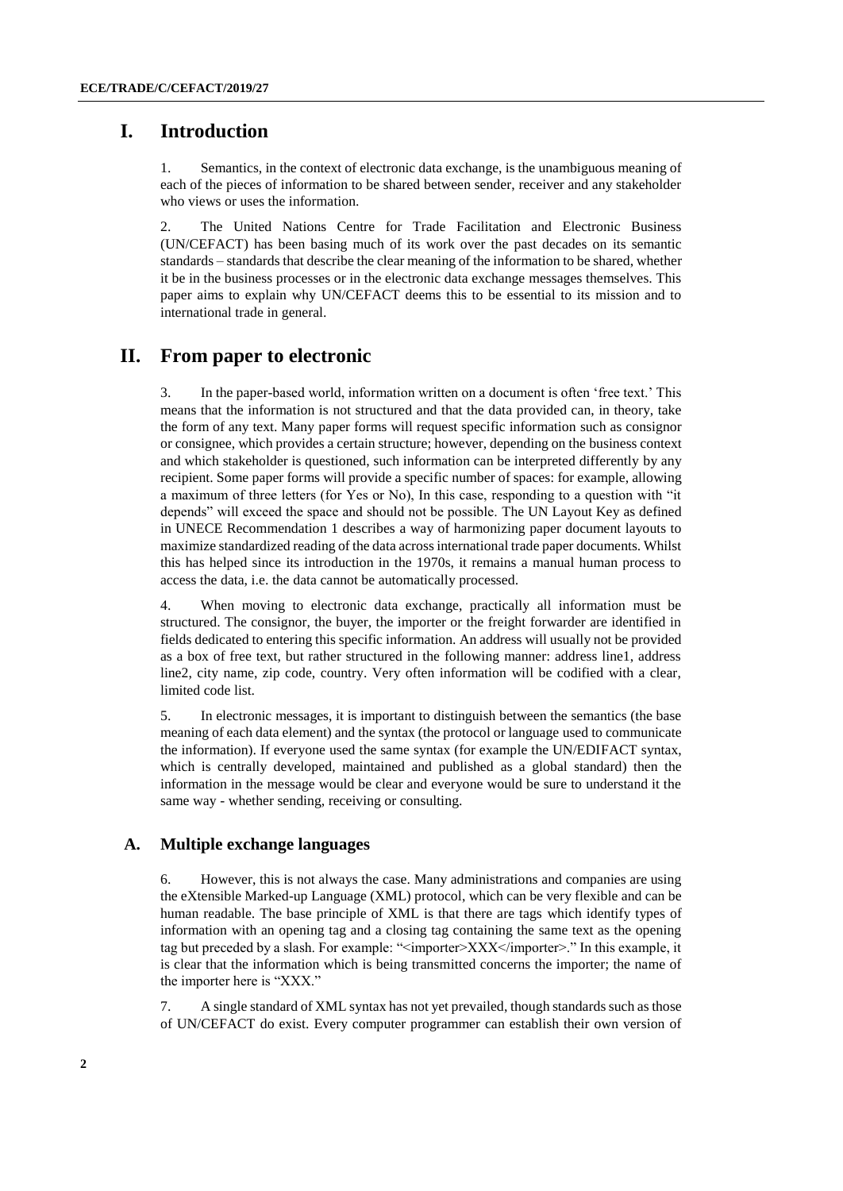# I. Introduction

1. Semantics, in the context of electronic data exchange, is the unambiguous meaning of each of the pieces of information to be shared between sender, receiver and any stakeholder who views or uses the information.

2. The United Nations Centre for Trade Facilitation and Electronic Business (UN/CEFACT) has been basing much of its work over the past decades on its semantic standards – standards that describe the clear meaning of the information to be shared, whether it be in the business processes or in the electronic data exchange messages themselves. This paper aims to explain why UN/CEFACT deems this to be essential to its mission and to international trade in general.

# II. From paper to electronic

3. In the paper-based world, information written on a document is often 'free text.' This means that the information is not structured and that the data provided can, in theory, take the form of any text. Many paper forms will request specific information such as consignor or consignee, which provides a certain structure; however, depending on the business context and which stakeholder is questioned, such information can be interpreted differently by any recipient. Some paper forms will provide a specific number of spaces: for example, allowing a maximum of three letters (for Yes or No), In this case, responding to a question with "it depends" will exceed the space and should not be possible. The UN Layout Key as defined in UNECE Recommendation 1 describes a way of harmonizing paper document layouts to maximize standardized reading of the data across international trade paper documents. Whilst this has helped since its introduction in the 1970s, it remains a manual human process to access the data, i.e. the data cannot be automatically processed.

4. When moving to electronic data exchange, practically all information must be structured. The consignor, the buyer, the importer or the freight forwarder are identified in fields dedicated to entering this specific information. An address will usually not be provided as a box of free text, but rather structured in the following manner: address line1, address line2, city name, zip code, country. Very often information will be codified with a clear, limited code list.

5. In electronic messages, it is important to distinguish between the semantics (the base meaning of each data element) and the syntax (the protocol or language used to communicate the information). If everyone used the same syntax (for example the UN/EDIFACT syntax, which is centrally developed, maintained and published as a global standard) then the information in the message would be clear and everyone would be sure to understand it the same way - whether sending, receiving or consulting.

## A. Multiple exchange languages

6. However, this is not always the case. Many administrations and companies are using the eXtensible Marked-up Language (XML) protocol, which can be very flexible and can be human readable. The base principle of XML is that there are tags which identify types of information with an opening tag and a closing tag containing the same text as the opening tag but preceded by a slash. For example: "<importer>XXX</importer>." In this example, it is clear that the information which is being transmitted concerns the importer; the name of the importer here is "XXX."

7. A single standard of XML syntax has not yet prevailed, though standards such as those of UN/CEFACT do exist. Every computer programmer can establish their own version of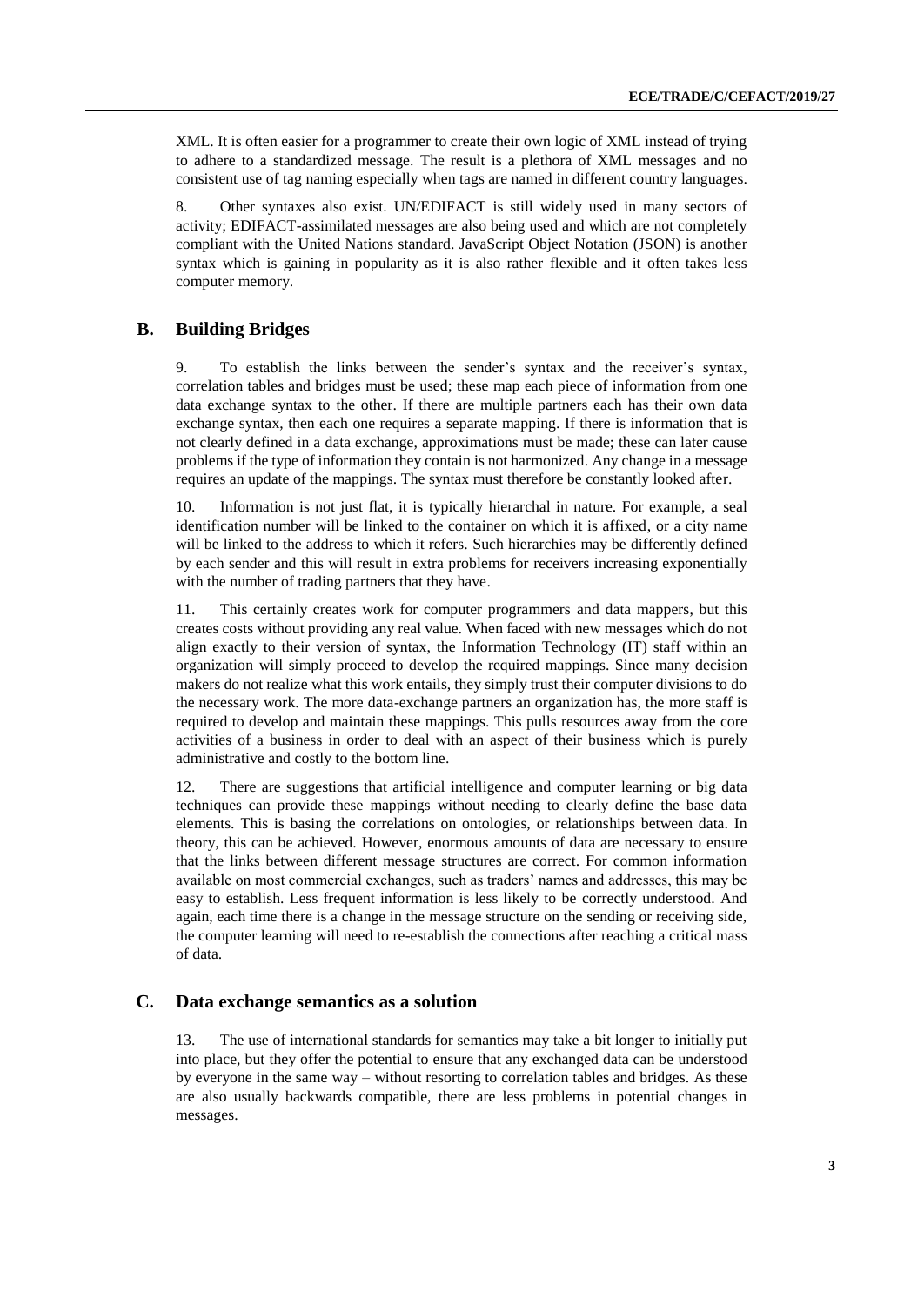XML. It is often easier for a programmer to create their own logic of XML instead of trying to adhere to a standardized message. The result is a plethora of XML messages and no consistent use of tag naming especially when tags are named in different country languages.

8. Other syntaxes also exist. UN/EDIFACT is still widely used in many sectors of activity; EDIFACT-assimilated messages are also being used and which are not completely compliant with the United Nations standard. JavaScript Object Notation (JSON) is another syntax which is gaining in popularity as it is also rather flexible and it often takes less computer memory.

## B. Building Bridges

9. To establish the links between the sender's syntax and the receiver's syntax, correlation tables and bridges must be used; these map each piece of information from one data exchange syntax to the other. If there are multiple partners each has their own data exchange syntax, then each one requires a separate mapping. If there is information that is not clearly defined in a data exchange, approximations must be made; these can later cause problems if the type of information they contain is not harmonized. Any change in a message requires an update of the mappings. The syntax must therefore be constantly looked after.

10. Information is not just flat, it is typically hierarchal in nature. For example, a seal identification number will be linked to the container on which it is affixed, or a city name will be linked to the address to which it refers. Such hierarchies may be differently defined by each sender and this will result in extra problems for receivers increasing exponentially with the number of trading partners that they have.

11. This certainly creates work for computer programmers and data mappers, but this creates costs without providing any real value. When faced with new messages which do not align exactly to their version of syntax, the Information Technology (IT) staff within an organization will simply proceed to develop the required mappings. Since many decision makers do not realize what this work entails, they simply trust their computer divisions to do the necessary work. The more data-exchange partners an organization has, the more staff is required to develop and maintain these mappings. This pulls resources away from the core activities of a business in order to deal with an aspect of their business which is purely administrative and costly to the bottom line.

12. There are suggestions that artificial intelligence and computer learning or big data techniques can provide these mappings without needing to clearly define the base data elements. This is basing the correlations on ontologies, or relationships between data. In theory, this can be achieved. However, enormous amounts of data are necessary to ensure that the links between different message structures are correct. For common information available on most commercial exchanges, such as traders' names and addresses, this may be easy to establish. Less frequent information is less likely to be correctly understood. And again, each time there is a change in the message structure on the sending or receiving side, the computer learning will need to re-establish the connections after reaching a critical mass of data.

## C. Data exchange semantics as a solution

13. The use of international standards for semantics may take a bit longer to initially put into place, but they offer the potential to ensure that any exchanged data can be understood by everyone in the same way – without resorting to correlation tables and bridges. As these are also usually backwards compatible, there are less problems in potential changes in messages.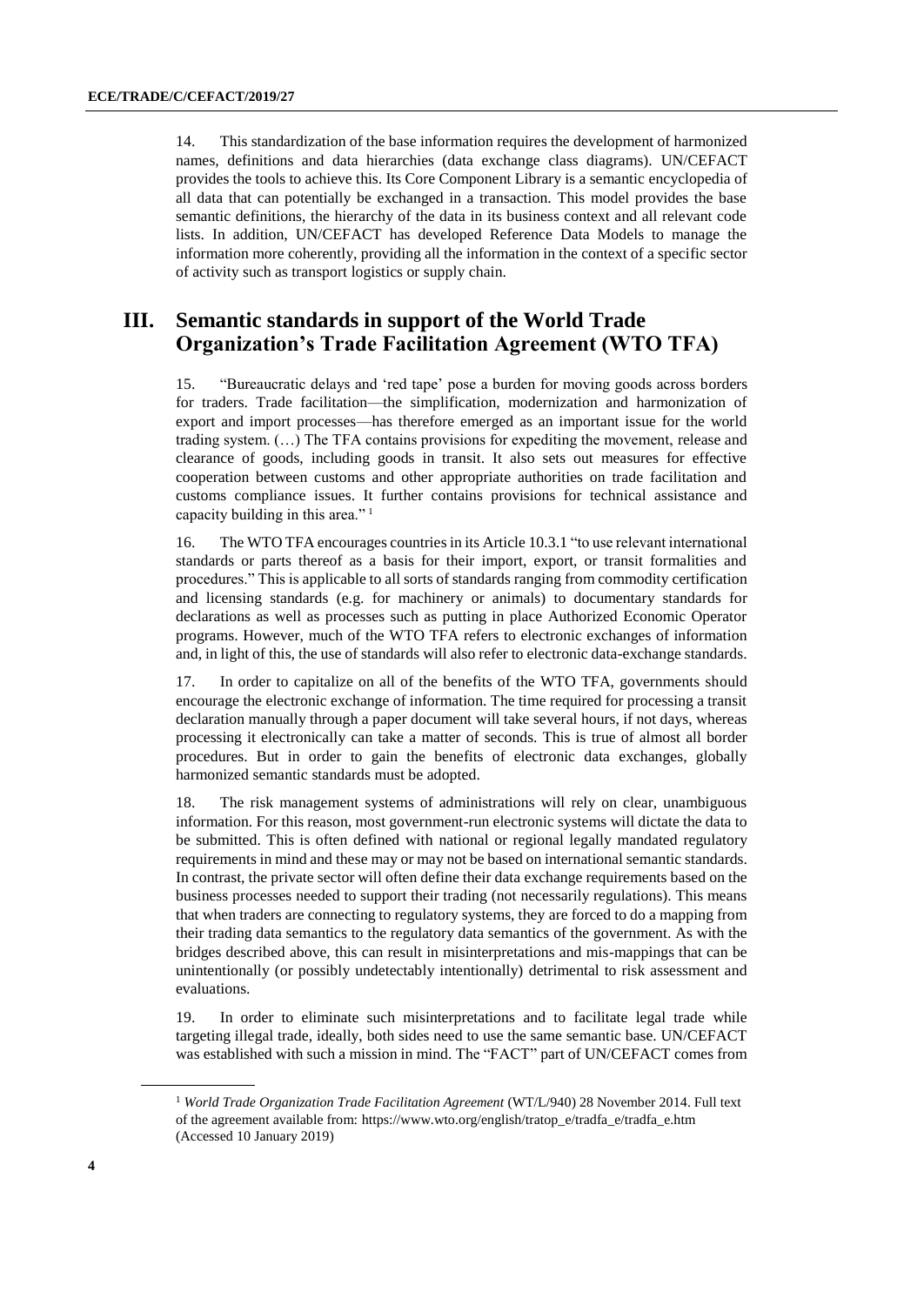14. This standardization of the base information requires the development of harmonized names, definitions and data hierarchies (data exchange class diagrams). UN/CEFACT provides the tools to achieve this. Its Core Component Library is a semantic encyclopedia of all data that can potentially be exchanged in a transaction. This model provides the base semantic definitions, the hierarchy of the data in its business context and all relevant code lists. In addition, UN/CEFACT has developed Reference Data Models to manage the information more coherently, providing all the information in the context of a specific sector of activity such as transport logistics or supply chain.

## III. Semantic standards in support of the World Trade Organization's Trade Facilitation Agreement (WTO TFA)

15. "Bureaucratic delays and 'red tape' pose a burden for moving goods across borders for traders. Trade facilitation—the simplification, modernization and harmonization of export and import processes—has therefore emerged as an important issue for the world trading system. (…) The TFA contains provisions for expediting the movement, release and clearance of goods, including goods in transit. It also sets out measures for effective cooperation between customs and other appropriate authorities on trade facilitation and customs compliance issues. It further contains provisions for technical assistance and capacity building in this area." [1]

16. The WTO TFA encourages countries in its Article 10.3.1 "to use relevant international standards or parts thereof as a basis for their import, export, or transit formalities and procedures." This is applicable to all sorts of standards ranging from commodity certification and licensing standards (e.g. for machinery or animals) to documentary standards for declarations as well as processes such as putting in place Authorized Economic Operator programs. However, much of the WTO TFA refers to electronic exchanges of information and, in light of this, the use of standards will also refer to electronic data-exchange standards.

17. In order to capitalize on all of the benefits of the WTO TFA, governments should encourage the electronic exchange of information. The time required for processing a transit declaration manually through a paper document will take several hours, if not days, whereas processing it electronically can take a matter of seconds. This is true of almost all border procedures. But in order to gain the benefits of electronic data exchanges, globally harmonized semantic standards must be adopted.

18. The risk management systems of administrations will rely on clear, unambiguous information. For this reason, most government-run electronic systems will dictate the data to be submitted. This is often defined with national or regional legally mandated regulatory requirements in mind and these may or may not be based on international semantic standards. In contrast, the private sector will often define their data exchange requirements based on the business processes needed to support their trading (not necessarily regulations). This means that when traders are connecting to regulatory systems, they are forced to do a mapping from their trading data semantics to the regulatory data semantics of the government. As with the bridges described above, this can result in misinterpretations and mis-mappings that can be unintentionally (or possibly undetectably intentionally) detrimental to risk assessment and evaluations.

19. In order to eliminate such misinterpretations and to facilitate legal trade while targeting illegal trade, ideally, both sides need to use the same semantic base. UN/CEFACT was established with such a mission in mind. The "FACT" part of UN/CEFACT comes from

[1] *World Trade Organization Trade Facilitation Agreement* (WT/L/940) 28 November 2014. Full text of the agreement available from: https://www.wto.org/english/tratop_e/tradfa_e/tradfa_e.htm (Accessed 10 January 2019)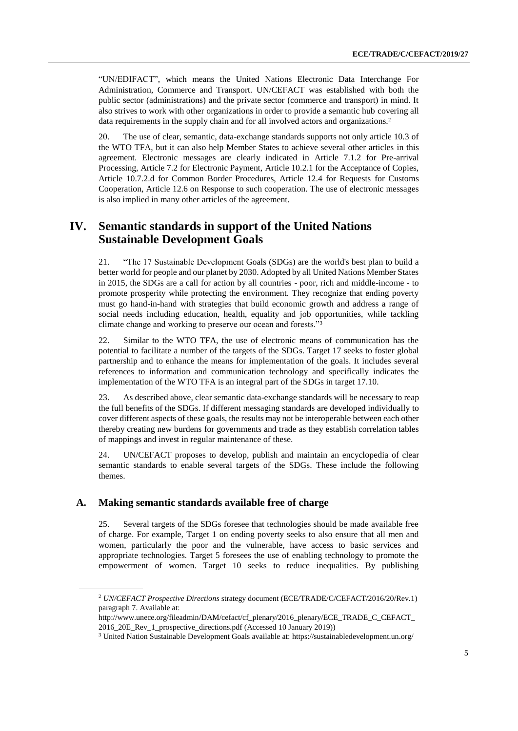"UN/EDIFACT", which means the United Nations Electronic Data Interchange For Administration, Commerce and Transport. UN/CEFACT was established with both the public sector (administrations) and the private sector (commerce and transport) in mind. It also strives to work with other organizations in order to provide a semantic hub covering all data requirements in the supply chain and for all involved actors and organizations.[2]

20. The use of clear, semantic, data-exchange standards supports not only article 10.3 of the WTO TFA, but it can also help Member States to achieve several other articles in this agreement. Electronic messages are clearly indicated in Article 7.1.2 for Pre-arrival Processing, Article 7.2 for Electronic Payment, Article 10.2.1 for the Acceptance of Copies, Article 10.7.2.d for Common Border Procedures, Article 12.4 for Requests for Customs Cooperation, Article 12.6 on Response to such cooperation. The use of electronic messages is also implied in many other articles of the agreement.

# IV. Semantic standards in support of the United Nations Sustainable Development Goals

21. "The 17 Sustainable Development Goals (SDGs) are the world's best plan to build a better world for people and our planet by 2030. Adopted by all United Nations Member States in 2015, the SDGs are a call for action by all countries - poor, rich and middle-income - to promote prosperity while protecting the environment. They recognize that ending poverty must go hand-in-hand with strategies that build economic growth and address a range of social needs including education, health, equality and job opportunities, while tackling climate change and working to preserve our ocean and forests."[3]

22. Similar to the WTO TFA, the use of electronic means of communication has the potential to facilitate a number of the targets of the SDGs. Target 17 seeks to foster global partnership and to enhance the means for implementation of the goals. It includes several references to information and communication technology and specifically indicates the implementation of the WTO TFA is an integral part of the SDGs in target 17.10.

23. As described above, clear semantic data-exchange standards will be necessary to reap the full benefits of the SDGs. If different messaging standards are developed individually to cover different aspects of these goals, the results may not be interoperable between each other thereby creating new burdens for governments and trade as they establish correlation tables of mappings and invest in regular maintenance of these.

24. UN/CEFACT proposes to develop, publish and maintain an encyclopedia of clear semantic standards to enable several targets of the SDGs. These include the following themes.

## A. Making semantic standards available free of charge

25. Several targets of the SDGs foresee that technologies should be made available free of charge. For example, Target 1 on ending poverty seeks to also ensure that all men and women, particularly the poor and the vulnerable, have access to basic services and appropriate technologies. Target 5 foresees the use of enabling technology to promote the empowerment of women. Target 10 seeks to reduce inequalities. By publishing

---

[2] *UN/CEFACT Prospective Directions* strategy document (ECE/TRADE/C/CEFACT/2016/20/Rev.1) paragraph 7. Available at: http://www.unece.org/fileadmin/DAM/cefact/cf_plenary/2016_plenary/ECE_TRADE_C_CEFACT_2016_20E_Rev_1_prospective_directions.pdf (Accessed 10 January 2019))

[3] United Nation Sustainable Development Goals available at: https://sustainabledevelopment.un.org/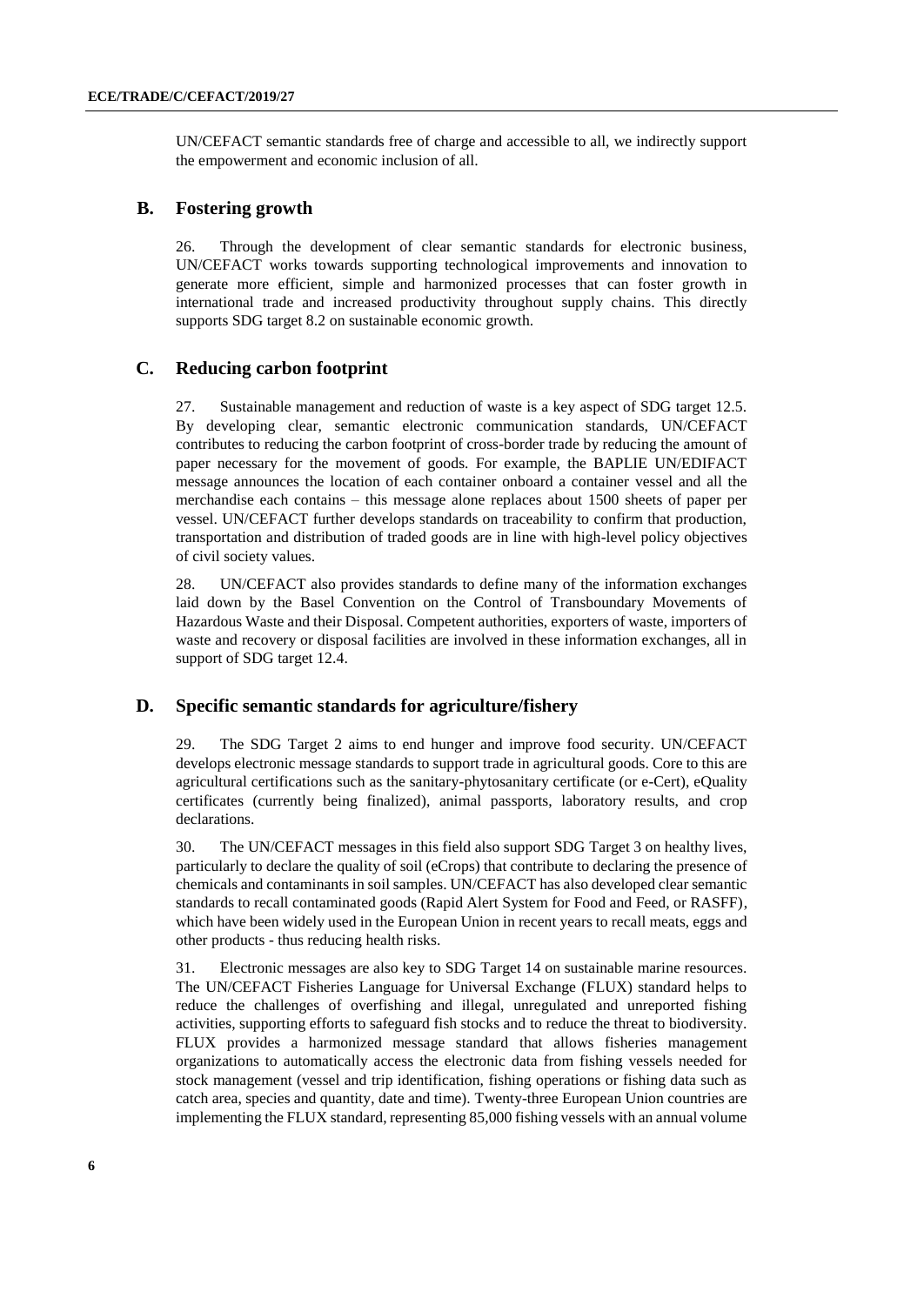UN/CEFACT semantic standards free of charge and accessible to all, we indirectly support the empowerment and economic inclusion of all.

## B. Fostering growth

26. Through the development of clear semantic standards for electronic business, UN/CEFACT works towards supporting technological improvements and innovation to generate more efficient, simple and harmonized processes that can foster growth in international trade and increased productivity throughout supply chains. This directly supports SDG target 8.2 on sustainable economic growth.

## C. Reducing carbon footprint

27. Sustainable management and reduction of waste is a key aspect of SDG target 12.5. By developing clear, semantic electronic communication standards, UN/CEFACT contributes to reducing the carbon footprint of cross-border trade by reducing the amount of paper necessary for the movement of goods. For example, the BAPLIE UN/EDIFACT message announces the location of each container onboard a container vessel and all the merchandise each contains – this message alone replaces about 1500 sheets of paper per vessel. UN/CEFACT further develops standards on traceability to confirm that production, transportation and distribution of traded goods are in line with high-level policy objectives of civil society values.

28. UN/CEFACT also provides standards to define many of the information exchanges laid down by the Basel Convention on the Control of Transboundary Movements of Hazardous Waste and their Disposal. Competent authorities, exporters of waste, importers of waste and recovery or disposal facilities are involved in these information exchanges, all in support of SDG target 12.4.

## D. Specific semantic standards for agriculture/fishery

29. The SDG Target 2 aims to end hunger and improve food security. UN/CEFACT develops electronic message standards to support trade in agricultural goods. Core to this are agricultural certifications such as the sanitary-phytosanitary certificate (or e-Cert), eQuality certificates (currently being finalized), animal passports, laboratory results, and crop declarations.

30. The UN/CEFACT messages in this field also support SDG Target 3 on healthy lives, particularly to declare the quality of soil (eCrops) that contribute to declaring the presence of chemicals and contaminants in soil samples. UN/CEFACT has also developed clear semantic standards to recall contaminated goods (Rapid Alert System for Food and Feed, or RASFF), which have been widely used in the European Union in recent years to recall meats, eggs and other products - thus reducing health risks.

31. Electronic messages are also key to SDG Target 14 on sustainable marine resources. The UN/CEFACT Fisheries Language for Universal Exchange (FLUX) standard helps to reduce the challenges of overfishing and illegal, unregulated and unreported fishing activities, supporting efforts to safeguard fish stocks and to reduce the threat to biodiversity. FLUX provides a harmonized message standard that allows fisheries management organizations to automatically access the electronic data from fishing vessels needed for stock management (vessel and trip identification, fishing operations or fishing data such as catch area, species and quantity, date and time). Twenty-three European Union countries are implementing the FLUX standard, representing 85,000 fishing vessels with an annual volume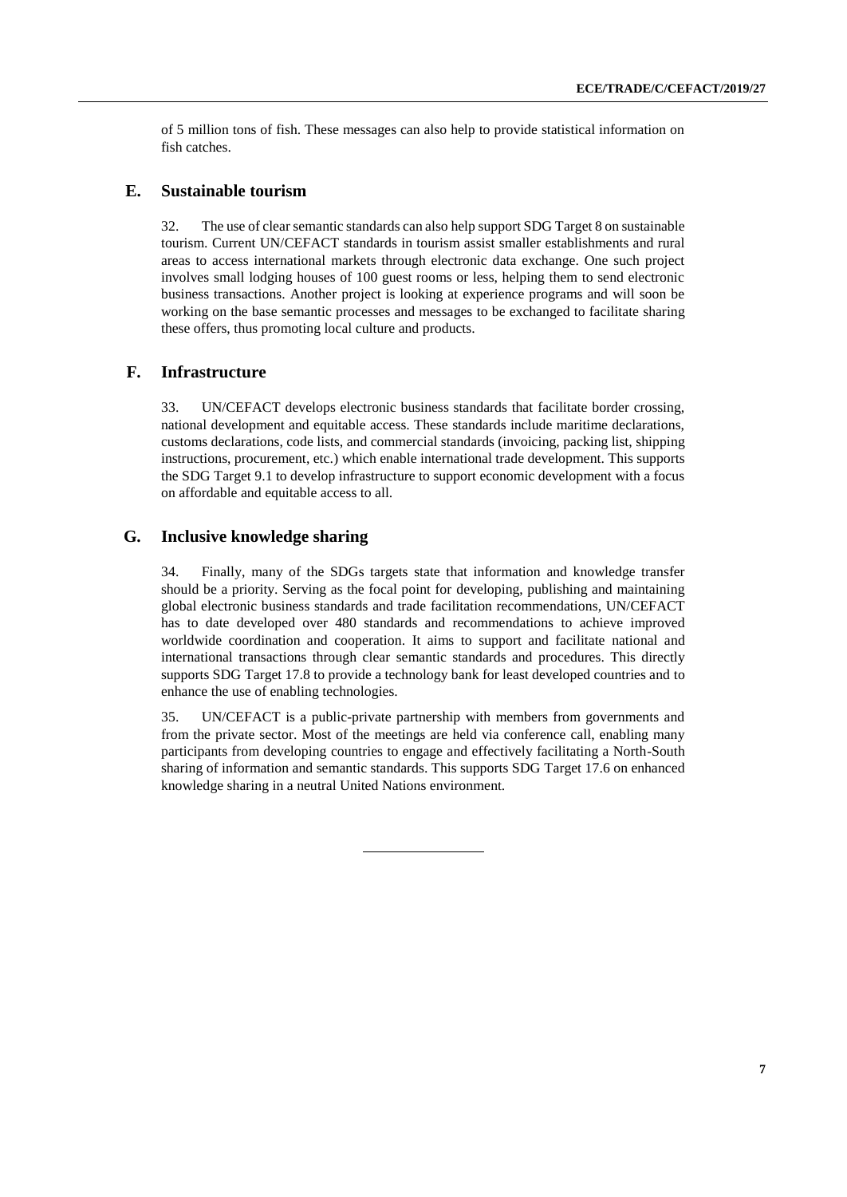of 5 million tons of fish. These messages can also help to provide statistical information on fish catches.

## E. Sustainable tourism

32. The use of clear semantic standards can also help support SDG Target 8 on sustainable tourism. Current UN/CEFACT standards in tourism assist smaller establishments and rural areas to access international markets through electronic data exchange. One such project involves small lodging houses of 100 guest rooms or less, helping them to send electronic business transactions. Another project is looking at experience programs and will soon be working on the base semantic processes and messages to be exchanged to facilitate sharing these offers, thus promoting local culture and products.

## F. Infrastructure

33. UN/CEFACT develops electronic business standards that facilitate border crossing, national development and equitable access. These standards include maritime declarations, customs declarations, code lists, and commercial standards (invoicing, packing list, shipping instructions, procurement, etc.) which enable international trade development. This supports the SDG Target 9.1 to develop infrastructure to support economic development with a focus on affordable and equitable access to all.

## G. Inclusive knowledge sharing

34. Finally, many of the SDGs targets state that information and knowledge transfer should be a priority. Serving as the focal point for developing, publishing and maintaining global electronic business standards and trade facilitation recommendations, UN/CEFACT has to date developed over 480 standards and recommendations to achieve improved worldwide coordination and cooperation. It aims to support and facilitate national and international transactions through clear semantic standards and procedures. This directly supports SDG Target 17.8 to provide a technology bank for least developed countries and to enhance the use of enabling technologies.

35. UN/CEFACT is a public-private partnership with members from governments and from the private sector. Most of the meetings are held via conference call, enabling many participants from developing countries to engage and effectively facilitating a North-South sharing of information and semantic standards. This supports SDG Target 17.6 on enhanced knowledge sharing in a neutral United Nations environment.